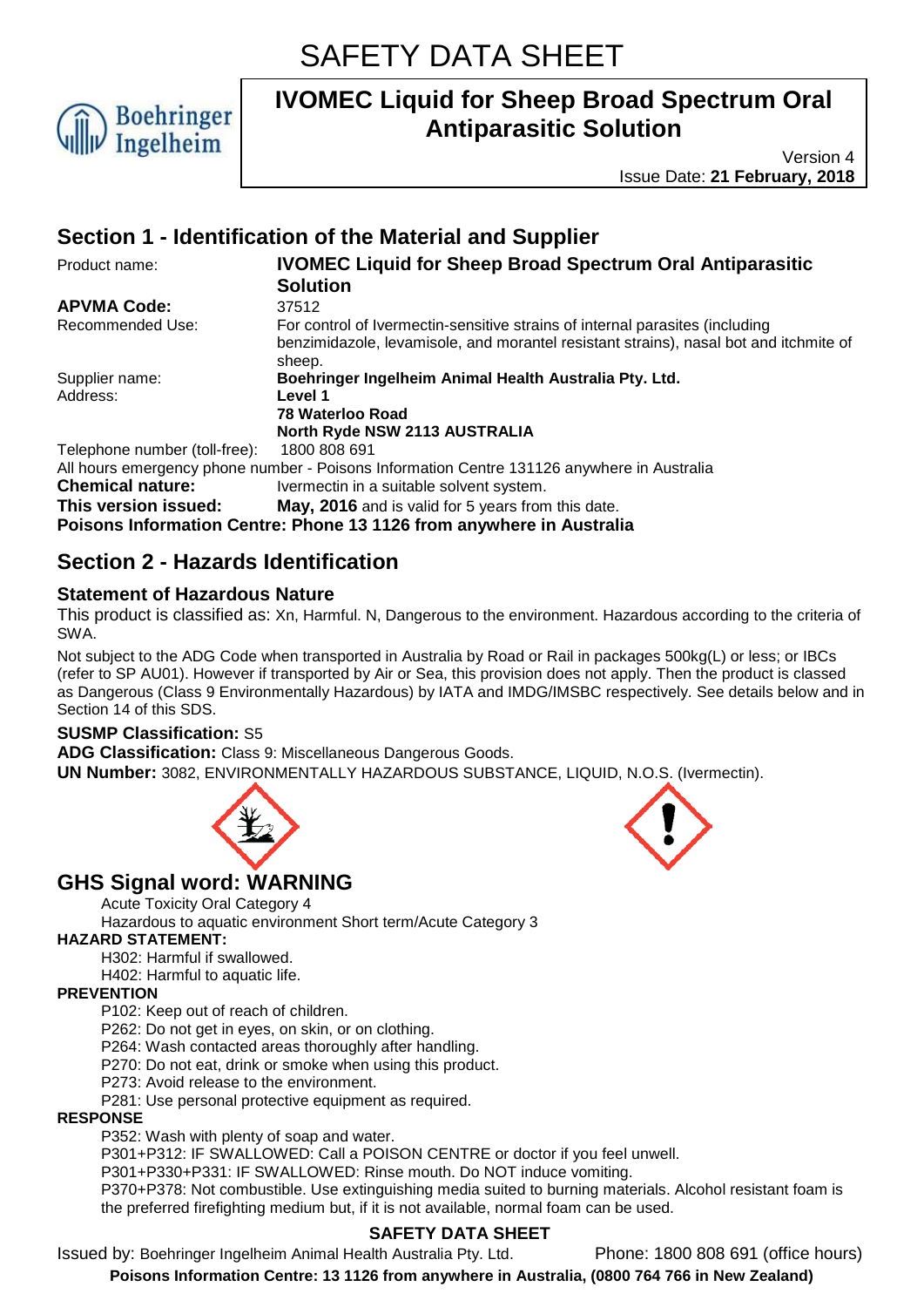# SAFETY DATA SHEET

Boehringer Ingelheim

## IVOMEC Liquid for Sheep Broad Spectrum Oral Antiparasitic Solution

Version 4
Issue Date: **21 February, 2018**

## Section 1 - Identification of the Material and Supplier

Product name: **IVOMEC Liquid for Sheep Broad Spectrum Oral Antiparasitic Solution**
**APVMA Code:** 37512
Recommended Use: For control of Ivermectin-sensitive strains of internal parasites (including benzimidazole, levamisole, and morantel resistant strains), nasal bot and itchmite of sheep.
Supplier name: **Boehringer Ingelheim Animal Health Australia Pty. Ltd.**
Address: **Level 1**
**78 Waterloo Road**
**North Ryde NSW 2113 AUSTRALIA**
Telephone number (toll-free): 1800 808 691
All hours emergency phone number - Poisons Information Centre 131126 anywhere in Australia
**Chemical nature:** Ivermectin in a suitable solvent system.
**This version issued:** **May, 2016** and is valid for 5 years from this date.
**Poisons Information Centre: Phone 13 1126 from anywhere in Australia**

## Section 2 - Hazards Identification

### Statement of Hazardous Nature

This product is classified as: Xn, Harmful. N, Dangerous to the environment. Hazardous according to the criteria of SWA.

Not subject to the ADG Code when transported in Australia by Road or Rail in packages 500kg(L) or less; or IBCs (refer to SP AU01). However if transported by Air or Sea, this provision does not apply. Then the product is classed as Dangerous (Class 9 Environmentally Hazardous) by IATA and IMDG/IMSBC respectively. See details below and in Section 14 of this SDS.

**SUSMP Classification:** S5
**ADG Classification:** Class 9: Miscellaneous Dangerous Goods.
**UN Number:** 3082, ENVIRONMENTALLY HAZARDOUS SUBSTANCE, LIQUID, N.O.S. (Ivermectin).

## GHS Signal word: WARNING

Acute Toxicity Oral Category 4
Hazardous to aquatic environment Short term/Acute Category 3

**HAZARD STATEMENT:**

H302: Harmful if swallowed.
H402: Harmful to aquatic life.

**PREVENTION**

P102: Keep out of reach of children.
P262: Do not get in eyes, on skin, or on clothing.
P264: Wash contacted areas thoroughly after handling.
P270: Do not eat, drink or smoke when using this product.
P273: Avoid release to the environment.
P281: Use personal protective equipment as required.

**RESPONSE**

P352: Wash with plenty of soap and water.
P301+P312: IF SWALLOWED: Call a POISON CENTRE or doctor if you feel unwell.
P301+P330+P331: IF SWALLOWED: Rinse mouth. Do NOT induce vomiting.
P370+P378: Not combustible. Use extinguishing media suited to burning materials. Alcohol resistant foam is the preferred firefighting medium but, if it is not available, normal foam can be used.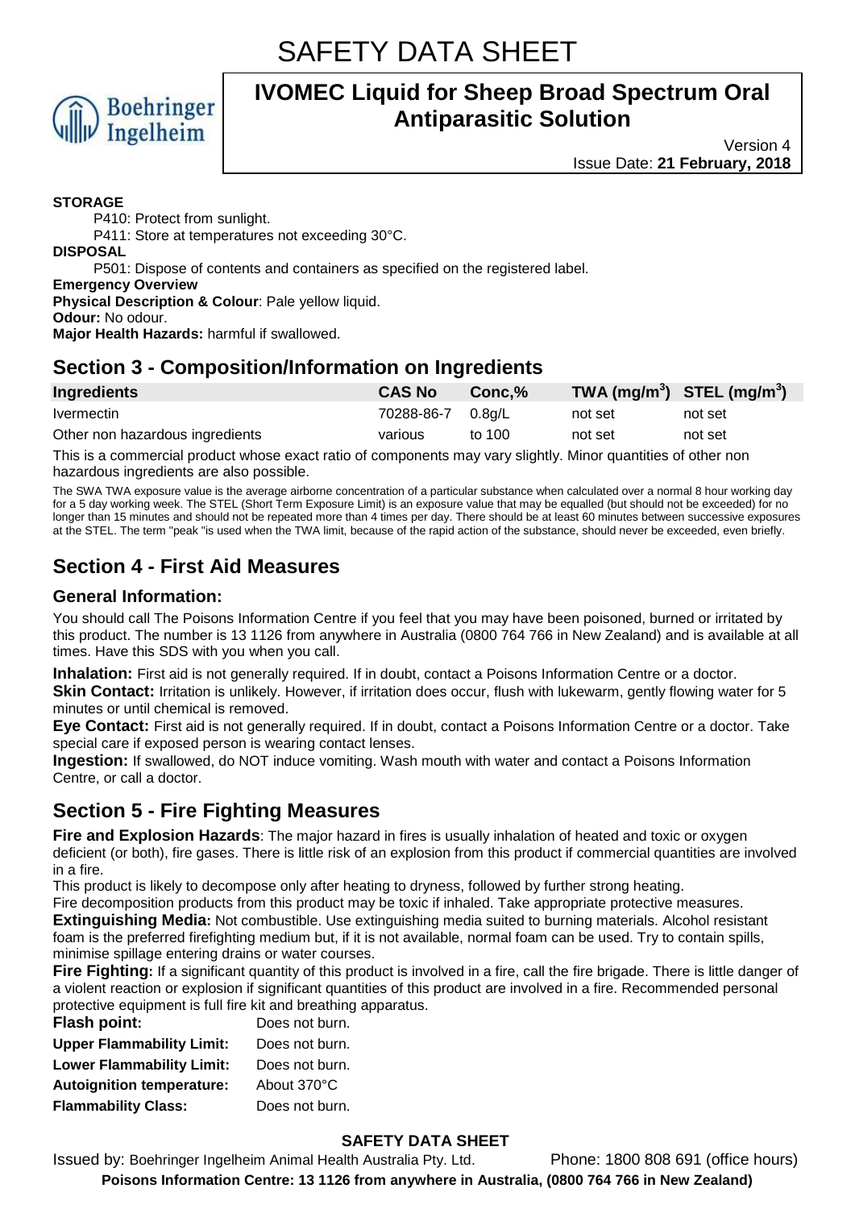**STORAGE**

P410: Protect from sunlight.

P411: Store at temperatures not exceeding 30°C.

**DISPOSAL**

P501: Dispose of contents and containers as specified on the registered label.

**Emergency Overview**

**Physical Description & Colour**: Pale yellow liquid.

**Odour:** No odour.

**Major Health Hazards:** harmful if swallowed.

## Section 3 - Composition/Information on Ingredients

| Ingredients | CAS No | Conc,% | TWA (mg/m$^3$) | STEL (mg/m$^3$) |
|---|---|---|---|---|
| Ivermectin | 70288-86-7 | 0.8g/L | not set | not set |
| Other non hazardous ingredients | various | to 100 | not set | not set |

This is a commercial product whose exact ratio of components may vary slightly. Minor quantities of other non hazardous ingredients are also possible.

The SWA TWA exposure value is the average airborne concentration of a particular substance when calculated over a normal 8 hour working day for a 5 day working week. The STEL (Short Term Exposure Limit) is an exposure value that may be equalled (but should not be exceeded) for no longer than 15 minutes and should not be repeated more than 4 times per day. There should be at least 60 minutes between successive exposures at the STEL. The term "peak "is used when the TWA limit, because of the rapid action of the substance, should never be exceeded, even briefly.

## Section 4 - First Aid Measures

### General Information:

You should call The Poisons Information Centre if you feel that you may have been poisoned, burned or irritated by this product. The number is 13 1126 from anywhere in Australia (0800 764 766 in New Zealand) and is available at all times. Have this SDS with you when you call.

**Inhalation:** First aid is not generally required. If in doubt, contact a Poisons Information Centre or a doctor.

**Skin Contact:** Irritation is unlikely. However, if irritation does occur, flush with lukewarm, gently flowing water for 5 minutes or until chemical is removed.

**Eye Contact:** First aid is not generally required. If in doubt, contact a Poisons Information Centre or a doctor. Take special care if exposed person is wearing contact lenses.

**Ingestion:** If swallowed, do NOT induce vomiting. Wash mouth with water and contact a Poisons Information Centre, or call a doctor.

## Section 5 - Fire Fighting Measures

**Fire and Explosion Hazards**: The major hazard in fires is usually inhalation of heated and toxic or oxygen deficient (or both), fire gases. There is little risk of an explosion from this product if commercial quantities are involved in a fire.

This product is likely to decompose only after heating to dryness, followed by further strong heating.

Fire decomposition products from this product may be toxic if inhaled. Take appropriate protective measures.

**Extinguishing Media:** Not combustible. Use extinguishing media suited to burning materials. Alcohol resistant foam is the preferred firefighting medium but, if it is not available, normal foam can be used. Try to contain spills, minimise spillage entering drains or water courses.

**Fire Fighting:** If a significant quantity of this product is involved in a fire, call the fire brigade. There is little danger of a violent reaction or explosion if significant quantities of this product are involved in a fire. Recommended personal protective equipment is full fire kit and breathing apparatus.

| | |
|---|---|
| **Flash point:** | Does not burn. |
| **Upper Flammability Limit:** | Does not burn. |
| **Lower Flammability Limit:** | Does not burn. |
| **Autoignition temperature:** | About 370°C |
| **Flammability Class:** | Does not burn. |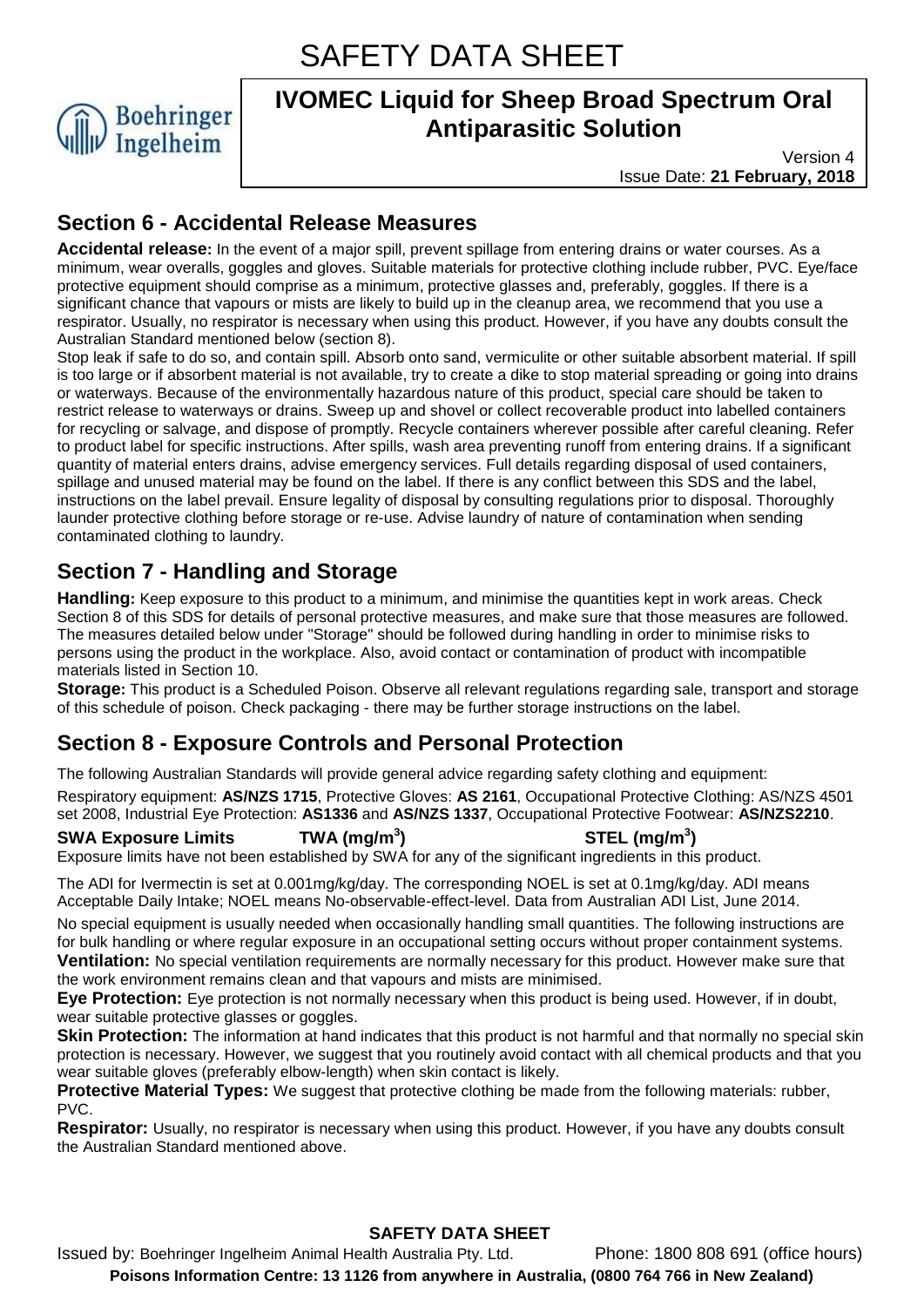## Section 6 - Accidental Release Measures

**Accidental release:** In the event of a major spill, prevent spillage from entering drains or water courses. As a minimum, wear overalls, goggles and gloves. Suitable materials for protective clothing include rubber, PVC. Eye/face protective equipment should comprise as a minimum, protective glasses and, preferably, goggles. If there is a significant chance that vapours or mists are likely to build up in the cleanup area, we recommend that you use a respirator. Usually, no respirator is necessary when using this product. However, if you have any doubts consult the Australian Standard mentioned below (section 8).

Stop leak if safe to do so, and contain spill. Absorb onto sand, vermiculite or other suitable absorbent material. If spill is too large or if absorbent material is not available, try to create a dike to stop material spreading or going into drains or waterways. Because of the environmentally hazardous nature of this product, special care should be taken to restrict release to waterways or drains. Sweep up and shovel or collect recoverable product into labelled containers for recycling or salvage, and dispose of promptly. Recycle containers wherever possible after careful cleaning. Refer to product label for specific instructions. After spills, wash area preventing runoff from entering drains. If a significant quantity of material enters drains, advise emergency services. Full details regarding disposal of used containers, spillage and unused material may be found on the label. If there is any conflict between this SDS and the label, instructions on the label prevail. Ensure legality of disposal by consulting regulations prior to disposal. Thoroughly launder protective clothing before storage or re-use. Advise laundry of nature of contamination when sending contaminated clothing to laundry.

## Section 7 - Handling and Storage

**Handling:** Keep exposure to this product to a minimum, and minimise the quantities kept in work areas. Check Section 8 of this SDS for details of personal protective measures, and make sure that those measures are followed. The measures detailed below under "Storage" should be followed during handling in order to minimise risks to persons using the product in the workplace. Also, avoid contact or contamination of product with incompatible materials listed in Section 10.

**Storage:** This product is a Scheduled Poison. Observe all relevant regulations regarding sale, transport and storage of this schedule of poison. Check packaging - there may be further storage instructions on the label.

## Section 8 - Exposure Controls and Personal Protection

The following Australian Standards will provide general advice regarding safety clothing and equipment:

Respiratory equipment: **AS/NZS 1715**, Protective Gloves: **AS 2161**, Occupational Protective Clothing: AS/NZS 4501 set 2008, Industrial Eye Protection: **AS1336** and **AS/NZS 1337**, Occupational Protective Footwear: **AS/NZS2210**.

| **SWA Exposure Limits** | **TWA (mg/m$^3$)** | **STEL (mg/m$^3$)** |
|---|---|---|

Exposure limits have not been established by SWA for any of the significant ingredients in this product.

The ADI for Ivermectin is set at 0.001mg/kg/day. The corresponding NOEL is set at 0.1mg/kg/day. ADI means Acceptable Daily Intake; NOEL means No-observable-effect-level. Data from Australian ADI List, June 2014.

No special equipment is usually needed when occasionally handling small quantities. The following instructions are for bulk handling or where regular exposure in an occupational setting occurs without proper containment systems.

**Ventilation:** No special ventilation requirements are normally necessary for this product. However make sure that the work environment remains clean and that vapours and mists are minimised.

**Eye Protection:** Eye protection is not normally necessary when this product is being used. However, if in doubt, wear suitable protective glasses or goggles.

**Skin Protection:** The information at hand indicates that this product is not harmful and that normally no special skin protection is necessary. However, we suggest that you routinely avoid contact with all chemical products and that you wear suitable gloves (preferably elbow-length) when skin contact is likely.

**Protective Material Types:** We suggest that protective clothing be made from the following materials: rubber, PVC.

**Respirator:** Usually, no respirator is necessary when using this product. However, if you have any doubts consult the Australian Standard mentioned above.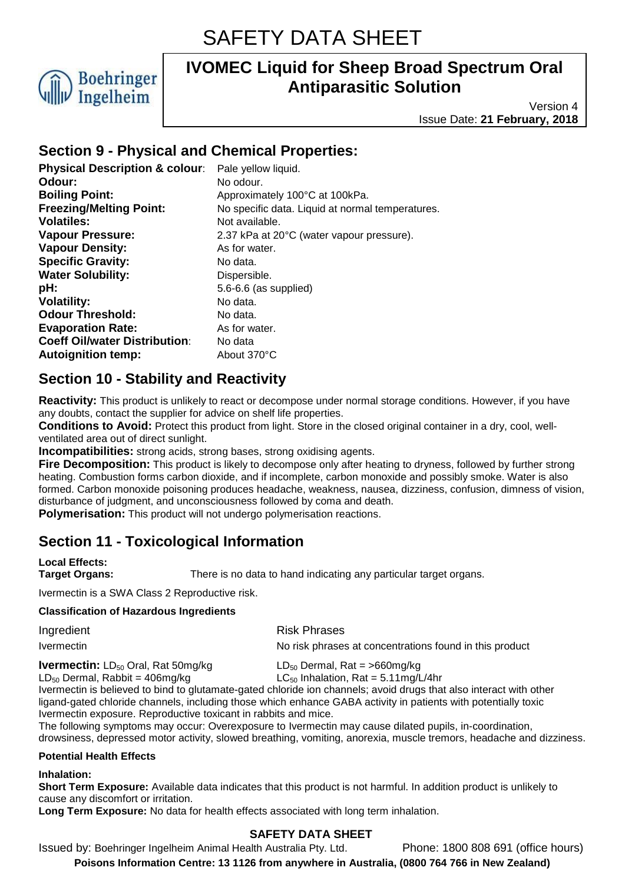# SAFETY DATA SHEET

## IVOMEC Liquid for Sheep Broad Spectrum Oral Antiparasitic Solution

Version 4
Issue Date: **21 February, 2018**

## Section 9 - Physical and Chemical Properties:

| | |
|---|---|
| **Physical Description & colour**: | Pale yellow liquid. |
| **Odour:** | No odour. |
| **Boiling Point:** | Approximately 100°C at 100kPa. |
| **Freezing/Melting Point:** | No specific data. Liquid at normal temperatures. |
| **Volatiles:** | Not available. |
| **Vapour Pressure:** | 2.37 kPa at 20°C (water vapour pressure). |
| **Vapour Density:** | As for water. |
| **Specific Gravity:** | No data. |
| **Water Solubility:** | Dispersible. |
| **pH:** | 5.6-6.6 (as supplied) |
| **Volatility:** | No data. |
| **Odour Threshold:** | No data. |
| **Evaporation Rate:** | As for water. |
| **Coeff Oil/water Distribution**: | No data |
| **Autoignition temp:** | About 370°C |

## Section 10 - Stability and Reactivity

**Reactivity:** This product is unlikely to react or decompose under normal storage conditions. However, if you have any doubts, contact the supplier for advice on shelf life properties.
**Conditions to Avoid:** Protect this product from light. Store in the closed original container in a dry, cool, well-ventilated area out of direct sunlight.
**Incompatibilities:** strong acids, strong bases, strong oxidising agents.
**Fire Decomposition:** This product is likely to decompose only after heating to dryness, followed by further strong heating. Combustion forms carbon dioxide, and if incomplete, carbon monoxide and possibly smoke. Water is also formed. Carbon monoxide poisoning produces headache, weakness, nausea, dizziness, confusion, dimness of vision, disturbance of judgment, and unconsciousness followed by coma and death.
**Polymerisation:** This product will not undergo polymerisation reactions.

## Section 11 - Toxicological Information

**Local Effects:**
**Target Organs:** There is no data to hand indicating any particular target organs.

Ivermectin is a SWA Class 2 Reproductive risk.

**Classification of Hazardous Ingredients**

| Ingredient | Risk Phrases |
|---|---|
| Ivermectin | No risk phrases at concentrations found in this product |

**Ivermectin:** $LD_{50}$ Oral, Rat 50mg/kg
$LD_{50}$ Dermal, Rat = >660mg/kg
$LD_{50}$ Dermal, Rabbit = 406mg/kg
$LC_{50}$ Inhalation, Rat = 5.11mg/L/4hr

Ivermectin is believed to bind to glutamate-gated chloride ion channels; avoid drugs that also interact with other ligand-gated chloride channels, including those which enhance GABA activity in patients with potentially toxic Ivermectin exposure. Reproductive toxicant in rabbits and mice.
The following symptoms may occur: Overexposure to Ivermectin may cause dilated pupils, in-coordination, drowsiness, depressed motor activity, slowed breathing, vomiting, anorexia, muscle tremors, headache and dizziness.

**Potential Health Effects**

**Inhalation:**
**Short Term Exposure:** Available data indicates that this product is not harmful. In addition product is unlikely to cause any discomfort or irritation.
**Long Term Exposure:** No data for health effects associated with long term inhalation.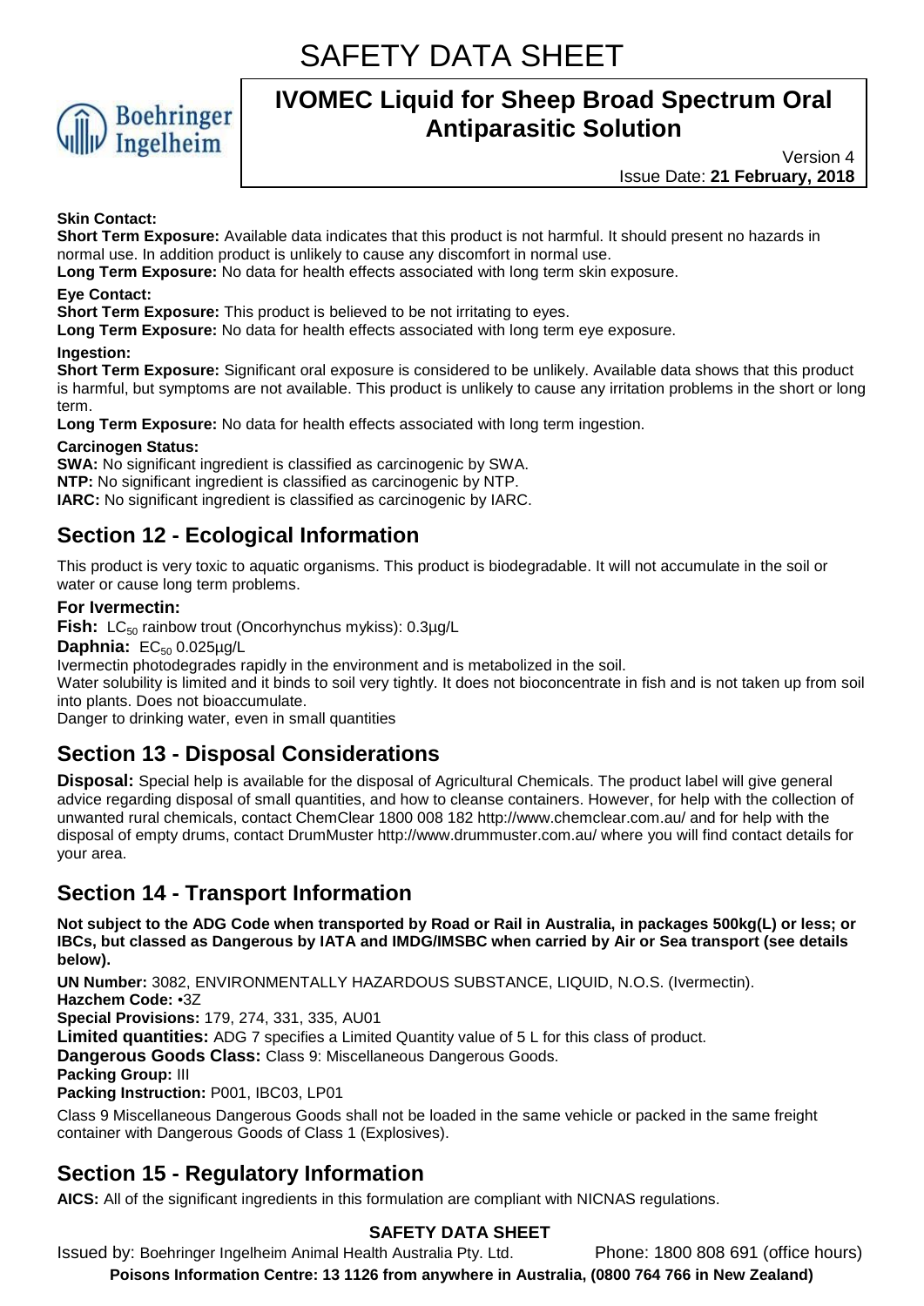**Skin Contact:**

**Short Term Exposure:** Available data indicates that this product is not harmful. It should present no hazards in normal use. In addition product is unlikely to cause any discomfort in normal use.

**Long Term Exposure:** No data for health effects associated with long term skin exposure.

**Eye Contact:**

**Short Term Exposure:** This product is believed to be not irritating to eyes.

**Long Term Exposure:** No data for health effects associated with long term eye exposure.

**Ingestion:**

**Short Term Exposure:** Significant oral exposure is considered to be unlikely. Available data shows that this product is harmful, but symptoms are not available. This product is unlikely to cause any irritation problems in the short or long term.

**Long Term Exposure:** No data for health effects associated with long term ingestion.

**Carcinogen Status:**

**SWA:** No significant ingredient is classified as carcinogenic by SWA.

**NTP:** No significant ingredient is classified as carcinogenic by NTP.

**IARC:** No significant ingredient is classified as carcinogenic by IARC.

## Section 12 - Ecological Information

This product is very toxic to aquatic organisms. This product is biodegradable. It will not accumulate in the soil or water or cause long term problems.

### For Ivermectin:

**Fish:** $LC_{50}$ rainbow trout (Oncorhynchus mykiss): 0.3µg/L

**Daphnia:** $EC_{50}$ 0.025µg/L

Ivermectin photodegrades rapidly in the environment and is metabolized in the soil.

Water solubility is limited and it binds to soil very tightly. It does not bioconcentrate in fish and is not taken up from soil into plants. Does not bioaccumulate.

Danger to drinking water, even in small quantities

## Section 13 - Disposal Considerations

**Disposal:** Special help is available for the disposal of Agricultural Chemicals. The product label will give general advice regarding disposal of small quantities, and how to cleanse containers. However, for help with the collection of unwanted rural chemicals, contact ChemClear 1800 008 182 http://www.chemclear.com.au/ and for help with the disposal of empty drums, contact DrumMuster http://www.drummuster.com.au/ where you will find contact details for your area.

## Section 14 - Transport Information

**Not subject to the ADG Code when transported by Road or Rail in Australia, in packages 500kg(L) or less; or IBCs, but classed as Dangerous by IATA and IMDG/IMSBC when carried by Air or Sea transport (see details below).**

**UN Number:** 3082, ENVIRONMENTALLY HAZARDOUS SUBSTANCE, LIQUID, N.O.S. (Ivermectin).

**Hazchem Code:** •3Z

**Special Provisions:** 179, 274, 331, 335, AU01

**Limited quantities:** ADG 7 specifies a Limited Quantity value of 5 L for this class of product.

**Dangerous Goods Class:** Class 9: Miscellaneous Dangerous Goods.

**Packing Group:** III

**Packing Instruction:** P001, IBC03, LP01

Class 9 Miscellaneous Dangerous Goods shall not be loaded in the same vehicle or packed in the same freight container with Dangerous Goods of Class 1 (Explosives).

## Section 15 - Regulatory Information

**AICS:** All of the significant ingredients in this formulation are compliant with NICNAS regulations.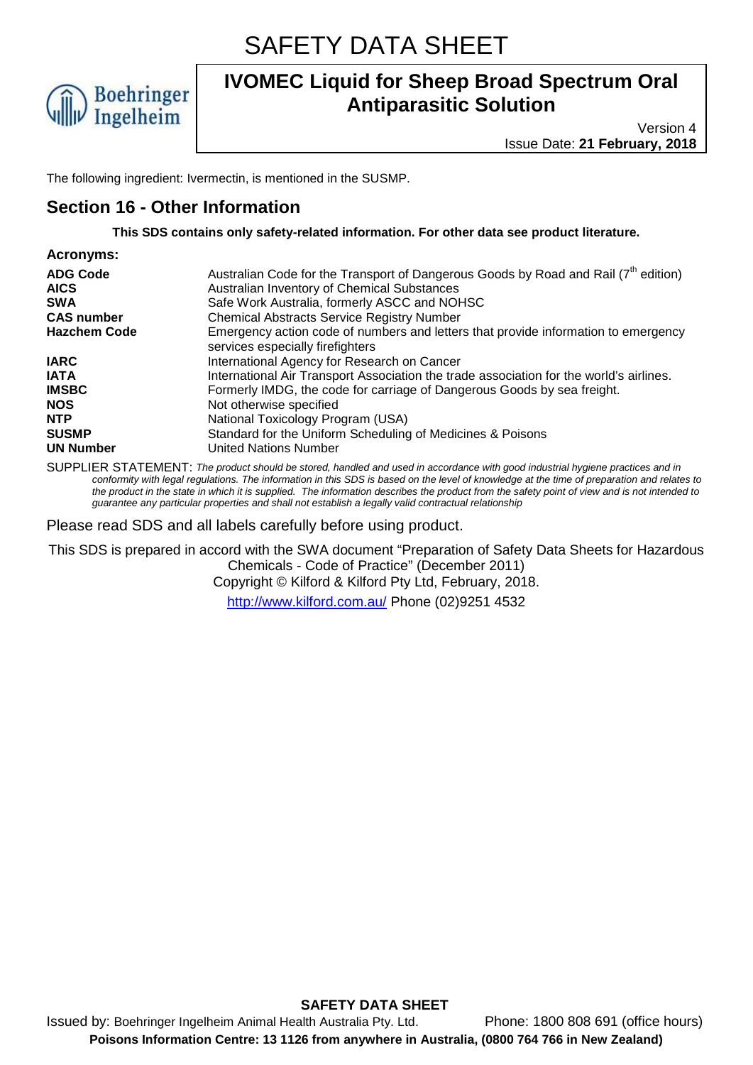The following ingredient: Ivermectin, is mentioned in the SUSMP.

## Section 16 - Other Information

**This SDS contains only safety-related information. For other data see product literature.**

### Acronyms:

| | |
|---|---|
| **ADG Code** | Australian Code for the Transport of Dangerous Goods by Road and Rail (7th edition) |
| **AICS** | Australian Inventory of Chemical Substances |
| **SWA** | Safe Work Australia, formerly ASCC and NOHSC |
| **CAS number** | Chemical Abstracts Service Registry Number |
| **Hazchem Code** | Emergency action code of numbers and letters that provide information to emergency services especially firefighters |
| **IARC** | International Agency for Research on Cancer |
| **IATA** | International Air Transport Association the trade association for the world's airlines. |
| **IMSBC** | Formerly IMDG, the code for carriage of Dangerous Goods by sea freight. |
| **NOS** | Not otherwise specified |
| **NTP** | National Toxicology Program (USA) |
| **SUSMP** | Standard for the Uniform Scheduling of Medicines & Poisons |
| **UN Number** | United Nations Number |

SUPPLIER STATEMENT: *The product should be stored, handled and used in accordance with good industrial hygiene practices and in conformity with legal regulations. The information in this SDS is based on the level of knowledge at the time of preparation and relates to the product in the state in which it is supplied. The information describes the product from the safety point of view and is not intended to guarantee any particular properties and shall not establish a legally valid contractual relationship*

Please read SDS and all labels carefully before using product.

This SDS is prepared in accord with the SWA document "Preparation of Safety Data Sheets for Hazardous Chemicals - Code of Practice" (December 2011)

Copyright © Kilford & Kilford Pty Ltd, February, 2018.

http://www.kilford.com.au/ Phone (02)9251 4532